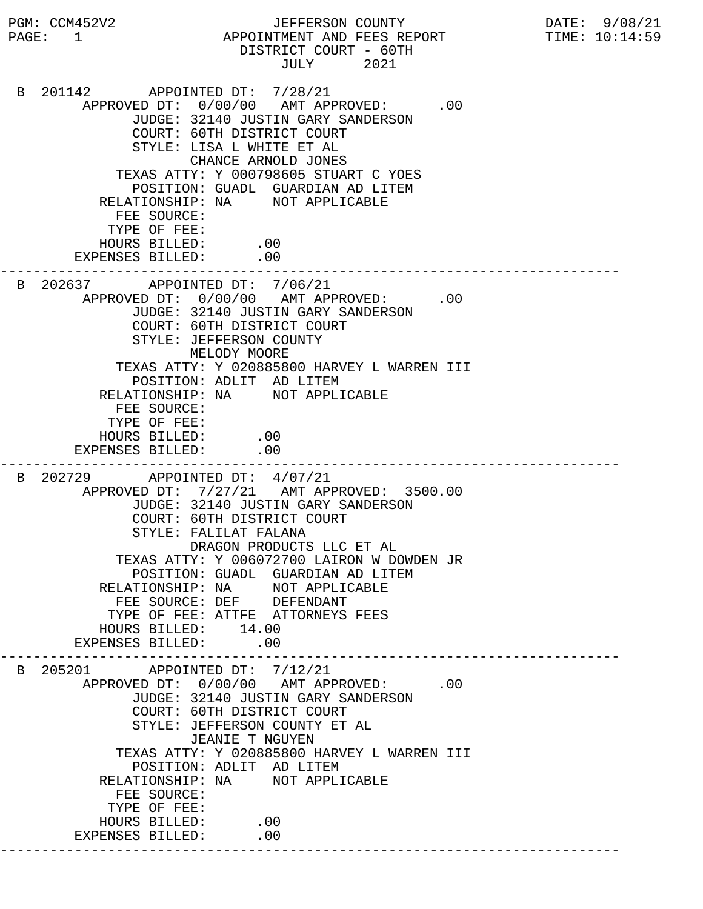PGM: CCM452V2 — JEFFERSON COUNTY — DATE: 9/08/21
PAGE: 1 — APPOINTMENT AND FEES REPORT — TIME: 10:14:59

# APPOINTMENT AND FEES REPORT

## DISTRICT COURT - 60TH

### JULY 2021

```
 B 201142       APPOINTED DT:  7/28/21
        APPROVED DT:  0/00/00   AMT APPROVED:      .00
              JUDGE: 32140 JUSTIN GARY SANDERSON
              COURT: 60TH DISTRICT COURT
              STYLE: LISA L WHITE ET AL
                     CHANCE ARNOLD JONES
            TEXAS ATTY: Y 000798605 STUART C YOES
              POSITION: GUADL  GUARDIAN AD LITEM
          RELATIONSHIP: NA     NOT APPLICABLE
            FEE SOURCE:
           TYPE OF FEE:
          HOURS BILLED:      .00
       EXPENSES BILLED:      .00
---------------------------------------------------------------------------
 B 202637       APPOINTED DT:  7/06/21
        APPROVED DT:  0/00/00   AMT APPROVED:      .00
              JUDGE: 32140 JUSTIN GARY SANDERSON
              COURT: 60TH DISTRICT COURT
              STYLE: JEFFERSON COUNTY
                     MELODY MOORE
            TEXAS ATTY: Y 020885800 HARVEY L WARREN III
              POSITION: ADLIT  AD LITEM
          RELATIONSHIP: NA     NOT APPLICABLE
            FEE SOURCE:
           TYPE OF FEE:
          HOURS BILLED:      .00
       EXPENSES BILLED:      .00
---------------------------------------------------------------------------
 B 202729       APPOINTED DT:  4/07/21
        APPROVED DT:  7/27/21   AMT APPROVED:  3500.00
              JUDGE: 32140 JUSTIN GARY SANDERSON
              COURT: 60TH DISTRICT COURT
              STYLE: FALILAT FALANA
                     DRAGON PRODUCTS LLC ET AL
            TEXAS ATTY: Y 006072700 LAIRON W DOWDEN JR
              POSITION: GUADL  GUARDIAN AD LITEM
          RELATIONSHIP: NA     NOT APPLICABLE
            FEE SOURCE: DEF    DEFENDANT
           TYPE OF FEE: ATTFE  ATTORNEYS FEES
          HOURS BILLED:    14.00
       EXPENSES BILLED:      .00
---------------------------------------------------------------------------
 B 205201       APPOINTED DT:  7/12/21
        APPROVED DT:  0/00/00   AMT APPROVED:      .00
              JUDGE: 32140 JUSTIN GARY SANDERSON
              COURT: 60TH DISTRICT COURT
              STYLE: JEFFERSON COUNTY ET AL
                     JEANIE T NGUYEN
            TEXAS ATTY: Y 020885800 HARVEY L WARREN III
              POSITION: ADLIT  AD LITEM
          RELATIONSHIP: NA     NOT APPLICABLE
            FEE SOURCE:
           TYPE OF FEE:
          HOURS BILLED:      .00
       EXPENSES BILLED:      .00
---------------------------------------------------------------------------
```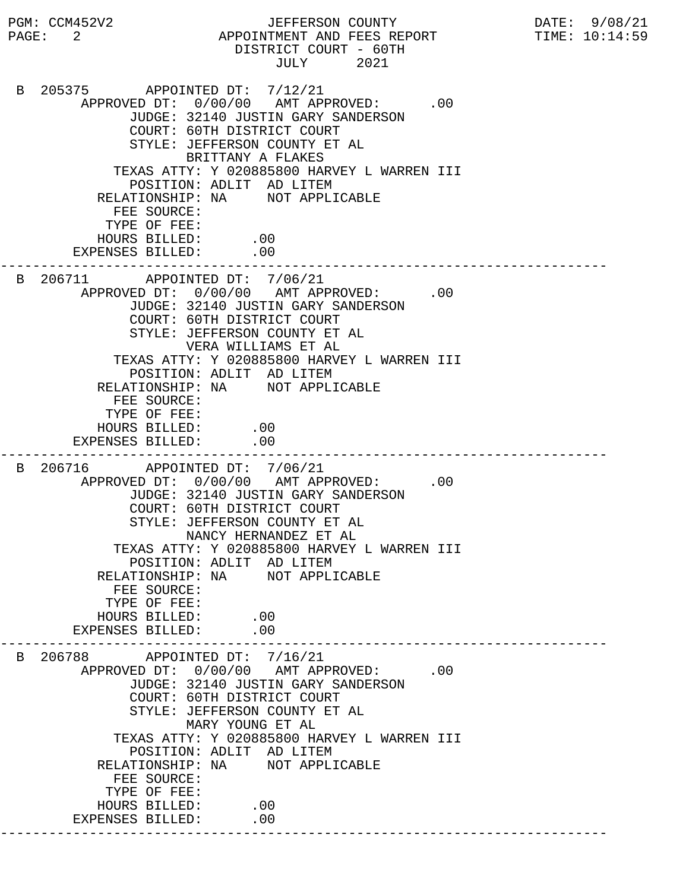PGM: CCM452V2 JEFFERSON COUNTY DATE: 9/08/21
PAGE: 2 APPOINTMENT AND FEES REPORT TIME: 10:14:59

DISTRICT COURT - 60TH
JULY 2021

```
B 205375       APPOINTED DT:  7/12/21
       APPROVED DT:  0/00/00   AMT APPROVED:      .00
             JUDGE: 32140 JUSTIN GARY SANDERSON
             COURT: 60TH DISTRICT COURT
             STYLE: JEFFERSON COUNTY ET AL
                    BRITTANY A FLAKES
        TEXAS ATTY: Y 020885800 HARVEY L WARREN III
          POSITION: ADLIT  AD LITEM
      RELATIONSHIP: NA     NOT APPLICABLE
        FEE SOURCE:
       TYPE OF FEE:
      HOURS BILLED:      .00
   EXPENSES BILLED:      .00
--------------------------------------------------------------------------
B 206711       APPOINTED DT:  7/06/21
       APPROVED DT:  0/00/00   AMT APPROVED:      .00
             JUDGE: 32140 JUSTIN GARY SANDERSON
             COURT: 60TH DISTRICT COURT
             STYLE: JEFFERSON COUNTY ET AL
                    VERA WILLIAMS ET AL
        TEXAS ATTY: Y 020885800 HARVEY L WARREN III
          POSITION: ADLIT  AD LITEM
      RELATIONSHIP: NA     NOT APPLICABLE
        FEE SOURCE:
       TYPE OF FEE:
      HOURS BILLED:      .00
   EXPENSES BILLED:      .00
--------------------------------------------------------------------------
B 206716       APPOINTED DT:  7/06/21
       APPROVED DT:  0/00/00   AMT APPROVED:      .00
             JUDGE: 32140 JUSTIN GARY SANDERSON
             COURT: 60TH DISTRICT COURT
             STYLE: JEFFERSON COUNTY ET AL
                    NANCY HERNANDEZ ET AL
        TEXAS ATTY: Y 020885800 HARVEY L WARREN III
          POSITION: ADLIT  AD LITEM
      RELATIONSHIP: NA     NOT APPLICABLE
        FEE SOURCE:
       TYPE OF FEE:
      HOURS BILLED:      .00
   EXPENSES BILLED:      .00
--------------------------------------------------------------------------
B 206788       APPOINTED DT:  7/16/21
       APPROVED DT:  0/00/00   AMT APPROVED:      .00
             JUDGE: 32140 JUSTIN GARY SANDERSON
             COURT: 60TH DISTRICT COURT
             STYLE: JEFFERSON COUNTY ET AL
                    MARY YOUNG ET AL
        TEXAS ATTY: Y 020885800 HARVEY L WARREN III
          POSITION: ADLIT  AD LITEM
      RELATIONSHIP: NA     NOT APPLICABLE
        FEE SOURCE:
       TYPE OF FEE:
      HOURS BILLED:      .00
   EXPENSES BILLED:      .00
--------------------------------------------------------------------------
```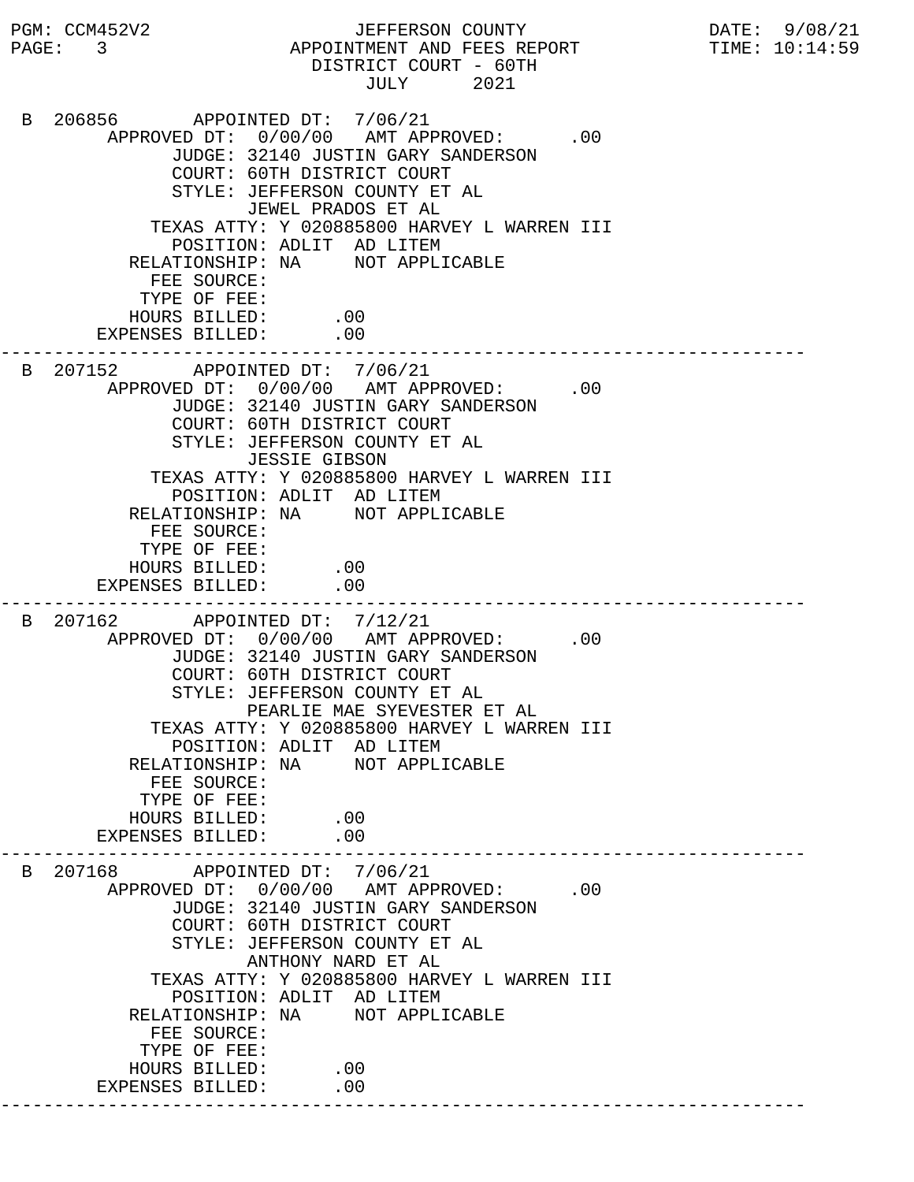JEFFERSON COUNTY
APPOINTMENT AND FEES REPORT
DISTRICT COURT - 60TH
JULY 2021

```
B 206856       APPOINTED DT:  7/06/21
      APPROVED DT:  0/00/00   AMT APPROVED:      .00
            JUDGE: 32140 JUSTIN GARY SANDERSON
            COURT: 60TH DISTRICT COURT
            STYLE: JEFFERSON COUNTY ET AL
                   JEWEL PRADOS ET AL
          TEXAS ATTY: Y 020885800 HARVEY L WARREN III
            POSITION: ADLIT  AD LITEM
        RELATIONSHIP: NA     NOT APPLICABLE
          FEE SOURCE:
         TYPE OF FEE:
        HOURS BILLED:      .00
     EXPENSES BILLED:      .00
---------------------------------------------------------------------------
B 207152       APPOINTED DT:  7/06/21
      APPROVED DT:  0/00/00   AMT APPROVED:      .00
            JUDGE: 32140 JUSTIN GARY SANDERSON
            COURT: 60TH DISTRICT COURT
            STYLE: JEFFERSON COUNTY ET AL
                   JESSIE GIBSON
          TEXAS ATTY: Y 020885800 HARVEY L WARREN III
            POSITION: ADLIT  AD LITEM
        RELATIONSHIP: NA     NOT APPLICABLE
          FEE SOURCE:
         TYPE OF FEE:
        HOURS BILLED:      .00
     EXPENSES BILLED:      .00
---------------------------------------------------------------------------
B 207162       APPOINTED DT:  7/12/21
      APPROVED DT:  0/00/00   AMT APPROVED:      .00
            JUDGE: 32140 JUSTIN GARY SANDERSON
            COURT: 60TH DISTRICT COURT
            STYLE: JEFFERSON COUNTY ET AL
                   PEARLIE MAE SYEVESTER ET AL
          TEXAS ATTY: Y 020885800 HARVEY L WARREN III
            POSITION: ADLIT  AD LITEM
        RELATIONSHIP: NA     NOT APPLICABLE
          FEE SOURCE:
         TYPE OF FEE:
        HOURS BILLED:      .00
     EXPENSES BILLED:      .00
---------------------------------------------------------------------------
B 207168       APPOINTED DT:  7/06/21
      APPROVED DT:  0/00/00   AMT APPROVED:      .00
            JUDGE: 32140 JUSTIN GARY SANDERSON
            COURT: 60TH DISTRICT COURT
            STYLE: JEFFERSON COUNTY ET AL
                   ANTHONY NARD ET AL
          TEXAS ATTY: Y 020885800 HARVEY L WARREN III
            POSITION: ADLIT  AD LITEM
        RELATIONSHIP: NA     NOT APPLICABLE
          FEE SOURCE:
         TYPE OF FEE:
        HOURS BILLED:      .00
     EXPENSES BILLED:      .00
---------------------------------------------------------------------------
```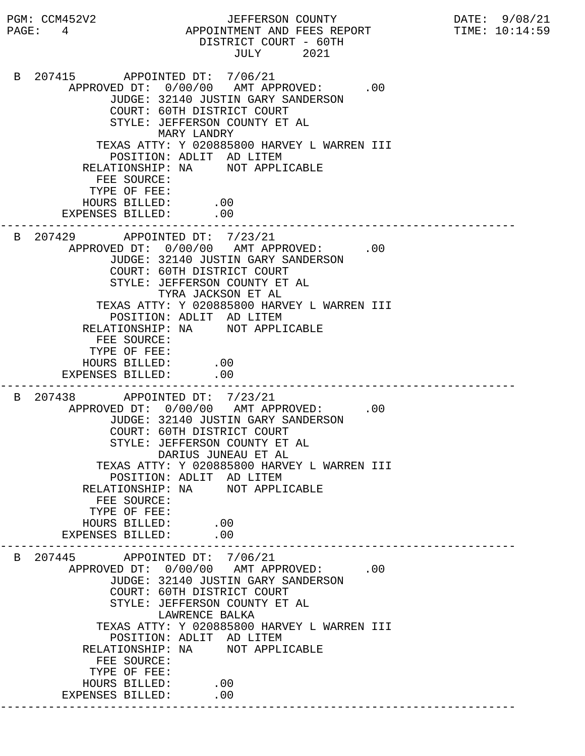JEFFERSON COUNTY
APPOINTMENT AND FEES REPORT
DISTRICT COURT - 60TH
JULY 2021

PGM: CCM452V2 DATE: 9/08/21
TIME: 10:14:59

```
B 207415       APPOINTED DT:  7/06/21
       APPROVED DT:  0/00/00   AMT APPROVED:       .00
             JUDGE: 32140 JUSTIN GARY SANDERSON
             COURT: 60TH DISTRICT COURT
             STYLE: JEFFERSON COUNTY ET AL
                    MARY LANDRY
           TEXAS ATTY: Y 020885800 HARVEY L WARREN III
             POSITION: ADLIT  AD LITEM
         RELATIONSHIP: NA     NOT APPLICABLE
           FEE SOURCE:
          TYPE OF FEE:
         HOURS BILLED:      .00
      EXPENSES BILLED:      .00
---------------------------------------------------------------------------
B 207429       APPOINTED DT:  7/23/21
       APPROVED DT:  0/00/00   AMT APPROVED:       .00
             JUDGE: 32140 JUSTIN GARY SANDERSON
             COURT: 60TH DISTRICT COURT
             STYLE: JEFFERSON COUNTY ET AL
                    TYRA JACKSON ET AL
           TEXAS ATTY: Y 020885800 HARVEY L WARREN III
             POSITION: ADLIT  AD LITEM
         RELATIONSHIP: NA     NOT APPLICABLE
           FEE SOURCE:
          TYPE OF FEE:
         HOURS BILLED:      .00
      EXPENSES BILLED:      .00
---------------------------------------------------------------------------
B 207438       APPOINTED DT:  7/23/21
       APPROVED DT:  0/00/00   AMT APPROVED:       .00
             JUDGE: 32140 JUSTIN GARY SANDERSON
             COURT: 60TH DISTRICT COURT
             STYLE: JEFFERSON COUNTY ET AL
                    DARIUS JUNEAU ET AL
           TEXAS ATTY: Y 020885800 HARVEY L WARREN III
             POSITION: ADLIT  AD LITEM
         RELATIONSHIP: NA     NOT APPLICABLE
           FEE SOURCE:
          TYPE OF FEE:
         HOURS BILLED:      .00
      EXPENSES BILLED:      .00
---------------------------------------------------------------------------
B 207445       APPOINTED DT:  7/06/21
       APPROVED DT:  0/00/00   AMT APPROVED:       .00
             JUDGE: 32140 JUSTIN GARY SANDERSON
             COURT: 60TH DISTRICT COURT
             STYLE: JEFFERSON COUNTY ET AL
                    LAWRENCE BALKA
           TEXAS ATTY: Y 020885800 HARVEY L WARREN III
             POSITION: ADLIT  AD LITEM
         RELATIONSHIP: NA     NOT APPLICABLE
           FEE SOURCE:
          TYPE OF FEE:
         HOURS BILLED:      .00
      EXPENSES BILLED:      .00
---------------------------------------------------------------------------
```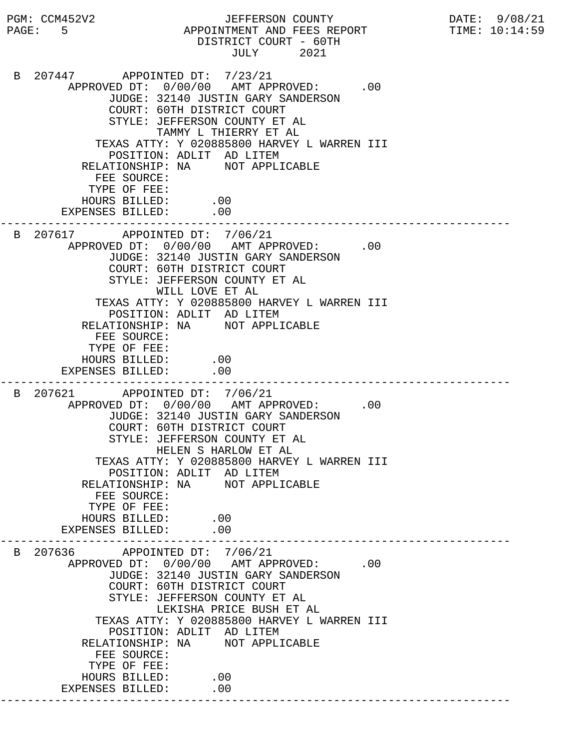PGM: CCM452V2 JEFFERSON COUNTY DATE: 9/08/21
PAGE: 5 APPOINTMENT AND FEES REPORT TIME: 10:14:59

DISTRICT COURT - 60TH
JULY 2021

```
B 207447        APPOINTED DT:  7/23/21
       APPROVED DT:  0/00/00   AMT APPROVED:      .00
             JUDGE: 32140 JUSTIN GARY SANDERSON
             COURT: 60TH DISTRICT COURT
             STYLE: JEFFERSON COUNTY ET AL
                    TAMMY L THIERRY ET AL
           TEXAS ATTY: Y 020885800 HARVEY L WARREN III
             POSITION: ADLIT  AD LITEM
         RELATIONSHIP: NA     NOT APPLICABLE
           FEE SOURCE:
          TYPE OF FEE:
         HOURS BILLED:      .00
      EXPENSES BILLED:      .00
---------------------------------------------------------------------------
B 207617        APPOINTED DT:  7/06/21
       APPROVED DT:  0/00/00   AMT APPROVED:      .00
             JUDGE: 32140 JUSTIN GARY SANDERSON
             COURT: 60TH DISTRICT COURT
             STYLE: JEFFERSON COUNTY ET AL
                    WILL LOVE ET AL
           TEXAS ATTY: Y 020885800 HARVEY L WARREN III
             POSITION: ADLIT  AD LITEM
         RELATIONSHIP: NA     NOT APPLICABLE
           FEE SOURCE:
          TYPE OF FEE:
         HOURS BILLED:      .00
      EXPENSES BILLED:      .00
---------------------------------------------------------------------------
B 207621        APPOINTED DT:  7/06/21
       APPROVED DT:  0/00/00   AMT APPROVED:      .00
             JUDGE: 32140 JUSTIN GARY SANDERSON
             COURT: 60TH DISTRICT COURT
             STYLE: JEFFERSON COUNTY ET AL
                    HELEN S HARLOW ET AL
           TEXAS ATTY: Y 020885800 HARVEY L WARREN III
             POSITION: ADLIT  AD LITEM
         RELATIONSHIP: NA     NOT APPLICABLE
           FEE SOURCE:
          TYPE OF FEE:
         HOURS BILLED:      .00
      EXPENSES BILLED:      .00
---------------------------------------------------------------------------
B 207636        APPOINTED DT:  7/06/21
       APPROVED DT:  0/00/00   AMT APPROVED:      .00
             JUDGE: 32140 JUSTIN GARY SANDERSON
             COURT: 60TH DISTRICT COURT
             STYLE: JEFFERSON COUNTY ET AL
                    LEKISHA PRICE BUSH ET AL
           TEXAS ATTY: Y 020885800 HARVEY L WARREN III
             POSITION: ADLIT  AD LITEM
         RELATIONSHIP: NA     NOT APPLICABLE
           FEE SOURCE:
          TYPE OF FEE:
         HOURS BILLED:      .00
      EXPENSES BILLED:      .00
---------------------------------------------------------------------------
```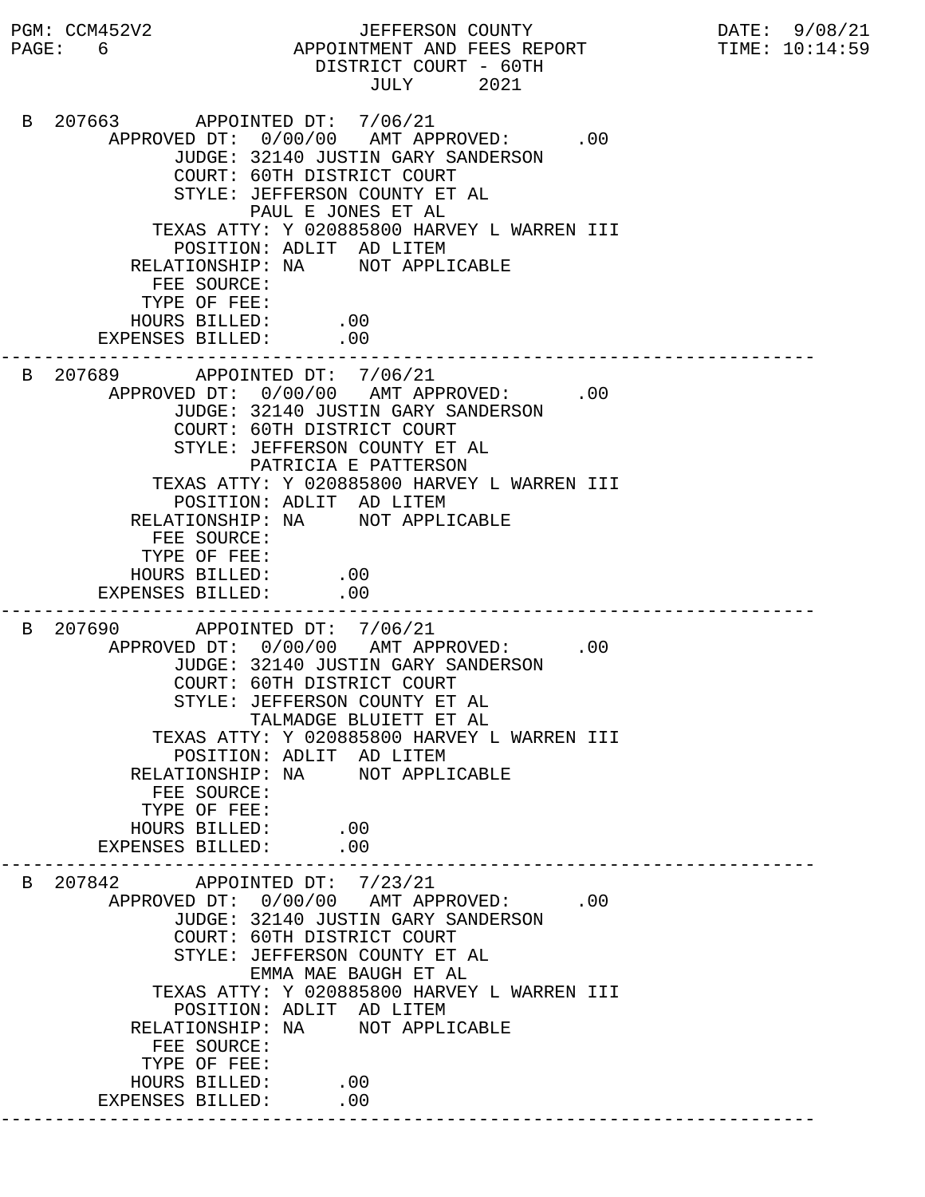PGM: CCM452V2 — JEFFERSON COUNTY — APPOINTMENT AND FEES REPORT — DISTRICT COURT - 60TH — JULY 2021 — DATE: 9/08/21 — PAGE: 6 — TIME: 10:14:59

```
 B 207663       APPOINTED DT:  7/06/21
        APPROVED DT:  0/00/00   AMT APPROVED:      .00
              JUDGE: 32140 JUSTIN GARY SANDERSON
              COURT: 60TH DISTRICT COURT
              STYLE: JEFFERSON COUNTY ET AL
                     PAUL E JONES ET AL
            TEXAS ATTY: Y 020885800 HARVEY L WARREN III
              POSITION: ADLIT  AD LITEM
          RELATIONSHIP: NA     NOT APPLICABLE
            FEE SOURCE:
           TYPE OF FEE:
          HOURS BILLED:      .00
       EXPENSES BILLED:      .00
---------------------------------------------------------------------------
 B 207689       APPOINTED DT:  7/06/21
        APPROVED DT:  0/00/00   AMT APPROVED:      .00
              JUDGE: 32140 JUSTIN GARY SANDERSON
              COURT: 60TH DISTRICT COURT
              STYLE: JEFFERSON COUNTY ET AL
                     PATRICIA E PATTERSON
            TEXAS ATTY: Y 020885800 HARVEY L WARREN III
              POSITION: ADLIT  AD LITEM
          RELATIONSHIP: NA     NOT APPLICABLE
            FEE SOURCE:
           TYPE OF FEE:
          HOURS BILLED:      .00
       EXPENSES BILLED:      .00
---------------------------------------------------------------------------
 B 207690       APPOINTED DT:  7/06/21
        APPROVED DT:  0/00/00   AMT APPROVED:      .00
              JUDGE: 32140 JUSTIN GARY SANDERSON
              COURT: 60TH DISTRICT COURT
              STYLE: JEFFERSON COUNTY ET AL
                     TALMADGE BLUIETT ET AL
            TEXAS ATTY: Y 020885800 HARVEY L WARREN III
              POSITION: ADLIT  AD LITEM
          RELATIONSHIP: NA     NOT APPLICABLE
            FEE SOURCE:
           TYPE OF FEE:
          HOURS BILLED:      .00
       EXPENSES BILLED:      .00
---------------------------------------------------------------------------
 B 207842       APPOINTED DT:  7/23/21
        APPROVED DT:  0/00/00   AMT APPROVED:      .00
              JUDGE: 32140 JUSTIN GARY SANDERSON
              COURT: 60TH DISTRICT COURT
              STYLE: JEFFERSON COUNTY ET AL
                     EMMA MAE BAUGH ET AL
            TEXAS ATTY: Y 020885800 HARVEY L WARREN III
              POSITION: ADLIT  AD LITEM
          RELATIONSHIP: NA     NOT APPLICABLE
            FEE SOURCE:
           TYPE OF FEE:
          HOURS BILLED:      .00
       EXPENSES BILLED:      .00
---------------------------------------------------------------------------
```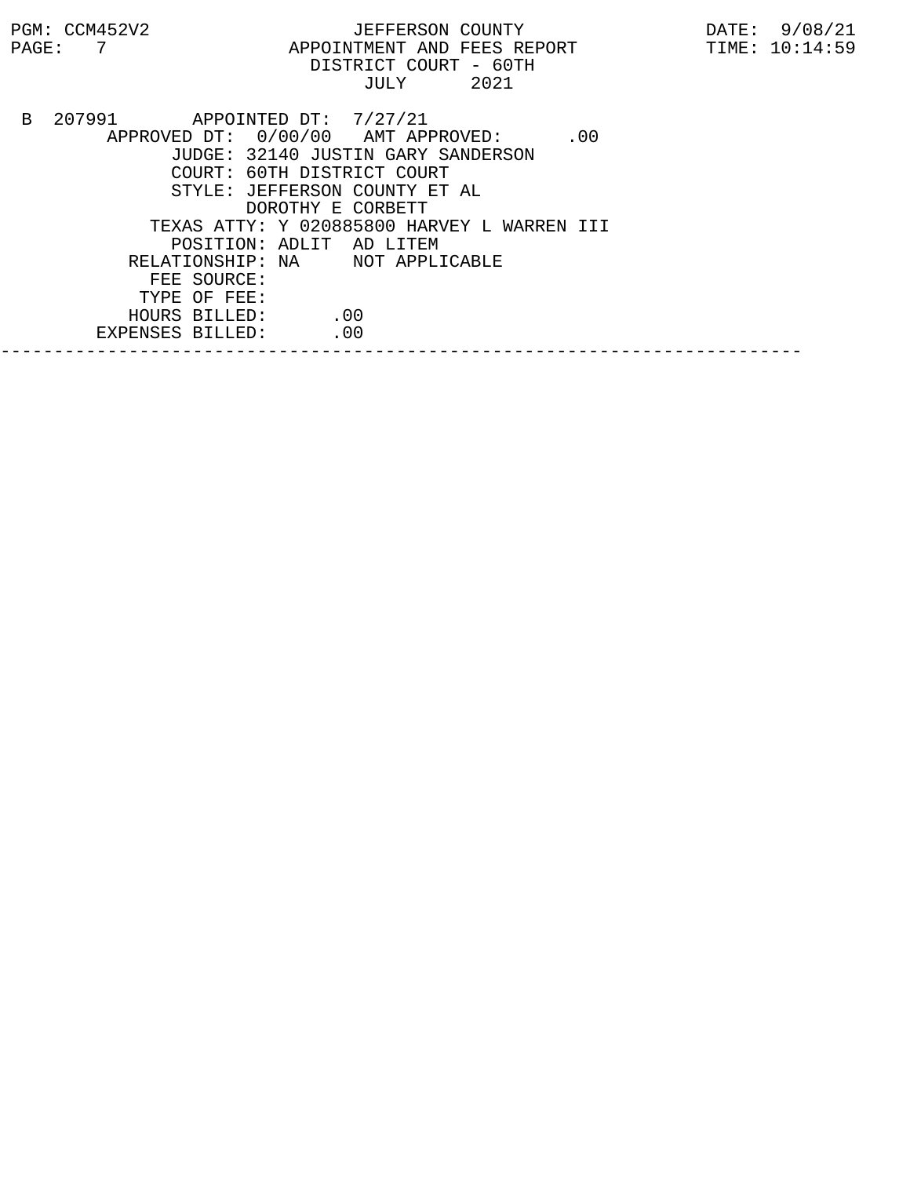B 207991 APPOINTED DT: 7/27/21

APPROVED DT: 0/00/00 AMT APPROVED: .00

JUDGE: 32140 JUSTIN GARY SANDERSON

COURT: 60TH DISTRICT COURT

STYLE: JEFFERSON COUNTY ET AL

DOROTHY E CORBETT

TEXAS ATTY: Y 020885800 HARVEY L WARREN III

POSITION: ADLIT AD LITEM

RELATIONSHIP: NA NOT APPLICABLE

FEE SOURCE:

TYPE OF FEE:

HOURS BILLED: .00

EXPENSES BILLED: .00

---